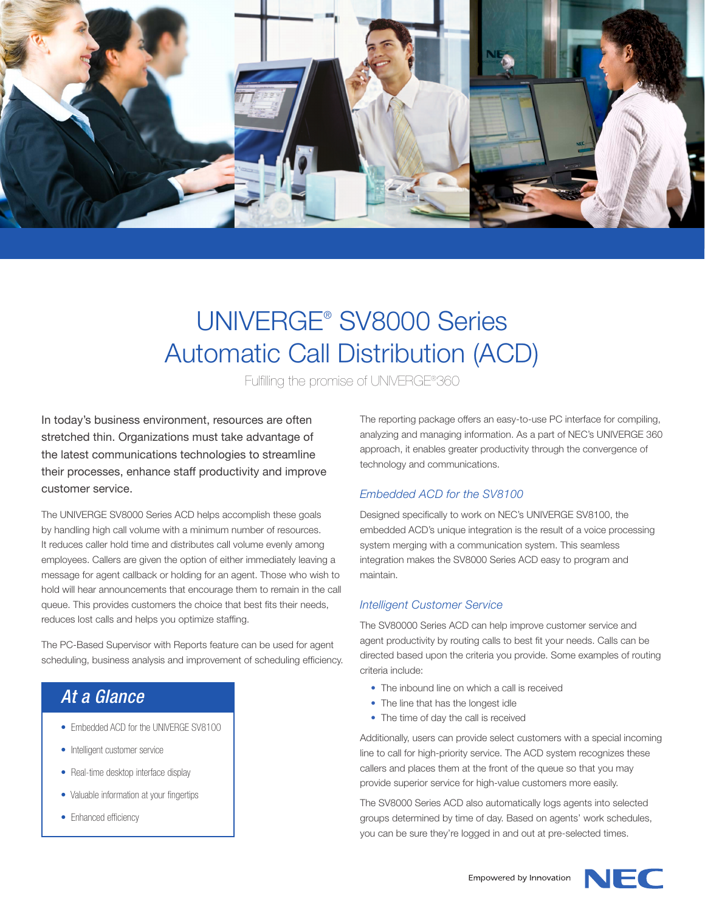# UNIVERGE® SV8000 Series Automatic Call Distribution (ACD)

Fulfilling the promise of UNIVERGE®360

In today's business environment, resources are often stretched thin. Organizations must take advantage of the latest communications technologies to streamline their processes, enhance staff productivity and improve customer service.

The UNIVERGE SV8000 Series ACD helps accomplish these goals by handling high call volume with a minimum number of resources. It reduces caller hold time and distributes call volume evenly among employees. Callers are given the option of either immediately leaving a message for agent callback or holding for an agent. Those who wish to hold will hear announcements that encourage them to remain in the call queue. This provides customers the choice that best fits their needs, reduces lost calls and helps you optimize staffing.

The PC-Based Supervisor with Reports feature can be used for agent scheduling, business analysis and improvement of scheduling efficiency.

## At a Glance

- Embedded ACD for the UNIVERGE SV8100
- Intelligent customer service
- Real-time desktop interface display
- Valuable information at your fingertips
- Enhanced efficiency

The reporting package offers an easy-to-use PC interface for compiling, analyzing and managing information. As a part of NEC's UNIVERGE 360 approach, it enables greater productivity through the convergence of technology and communications.

### *Embedded ACD for the SV8100*

Designed specifically to work on NEC's UNIVERGE SV8100, the embedded ACD's unique integration is the result of a voice processing system merging with a communication system. This seamless integration makes the SV8000 Series ACD easy to program and maintain.

### *Intelligent Customer Service*

The SV80000 Series ACD can help improve customer service and agent productivity by routing calls to best fit your needs. Calls can be directed based upon the criteria you provide. Some examples of routing criteria include:

- The inbound line on which a call is received
- The line that has the longest idle
- The time of day the call is received

Additionally, users can provide select customers with a special incoming line to call for high-priority service. The ACD system recognizes these callers and places them at the front of the queue so that you may provide superior service for high-value customers more easily.

The SV8000 Series ACD also automatically logs agents into selected groups determined by time of day. Based on agents' work schedules, you can be sure they're logged in and out at pre-selected times.

Empowered by Innovation NEC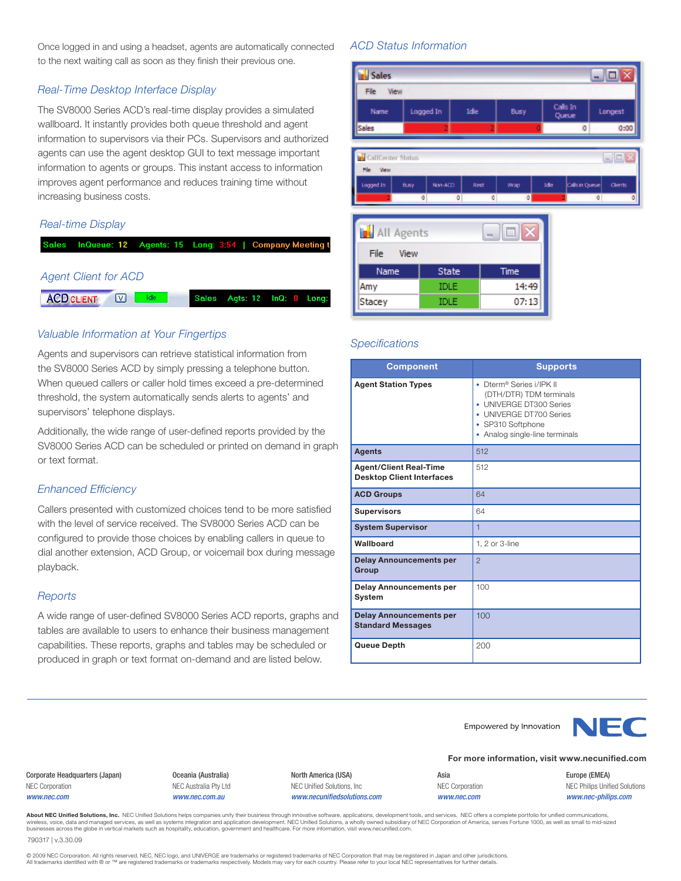Once logged in and using a headset, agents are automatically connected to the next waiting call as soon as they finish their previous one.

## Real-Time Desktop Interface Display

The SV8000 Series ACD's real-time display provides a simulated wallboard. It instantly provides both queue threshold and agent information to supervisors via their PCs. Supervisors and authorized agents can use the agent desktop GUI to text message important information to agents or groups. This instant access to information improves agent performance and reduces training time without increasing business costs.

## Real-time Display

Sales InQueue: 12 Agents: 15 Long: 3:54 | Company Meeting t

## Agent Client for ACD

ACD CLIENT V Idle Sales Agts: 12 InQ: 8 Long:

## Valuable Information at Your Fingertips

Agents and supervisors can retrieve statistical information from the SV8000 Series ACD by simply pressing a telephone button. When queued callers or caller hold times exceed a pre-determined threshold, the system automatically sends alerts to agents' and supervisors' telephone displays.

Additionally, the wide range of user-defined reports provided by the SV8000 Series ACD can be scheduled or printed on demand in graph or text format.

## Enhanced Efficiency

Callers presented with customized choices tend to be more satisfied with the level of service received. The SV8000 Series ACD can be configured to provide those choices by enabling callers in queue to dial another extension, ACD Group, or voicemail box during message playback.

## Reports

A wide range of user-defined SV8000 Series ACD reports, graphs and tables are available to users to enhance their business management capabilities. These reports, graphs and tables may be scheduled or produced in graph or text format on-demand and are listed below.

## ACD Status Information

Sales

File View

| Name | Logged In | Idle | Busy | Calls In Queue | Longest |
|---|---|---|---|---|---|
| Sales | 2 | 2 | 0 | 0 | 0:00 |

CallCenter Status

File View

| Logged In | Busy | Non-ACD | Rest | Wrap | Idle | Calls in Queue | Clients |
|---|---|---|---|---|---|---|---|
| 2 | 0 | 0 | 0 | 0 | 2 | 0 | 0 |

All Agents

File View

| Name | State | Time |
|---|---|---|
| Amy | IDLE | 14:49 |
| Stacey | IDLE | 07:13 |

## Specifications

| Component | Supports |
|---|---|
| **Agent Station Types** | • Dterm® Series i/IPK II (DTH/DTR) TDM terminals<br>• UNIVERGE DT300 Series<br>• UNIVERGE DT700 Series<br>• SP310 Softphone<br>• Analog single-line terminals |
| **Agents** | 512 |
| **Agent/Client Real-Time Desktop Client Interfaces** | 512 |
| **ACD Groups** | 64 |
| **Supervisors** | 64 |
| **System Supervisor** | 1 |
| **Wallboard** | 1, 2 or 3-line |
| **Delay Announcements per Group** | 2 |
| **Delay Announcements per System** | 100 |
| **Delay Announcements per Standard Messages** | 100 |
| **Queue Depth** | 200 |

Empowered by Innovation NEC

**For more information, visit www.necunified.com**

**Corporate Headquarters (Japan)**
NEC Corporation
*www.nec.com*

**Oceania (Australia)**
NEC Australia Pty Ltd
*www.nec.com.au*

**North America (USA)**
NEC Unified Solutions, Inc
*www.necunifiedsolutions.com*

**Asia**
NEC Corporation
*www.nec.com*

**Europe (EMEA)**
NEC Philips Unified Solutions
*www.nec-philips.com*

**About NEC Unified Solutions, Inc.** NEC Unified Solutions helps companies unify their business through innovative software, applications, development tools, and services. NEC offers a complete portfolio for unified communications, wireless, voice, data and managed services, as well as systems integration and application development. NEC Unified Solutions, a wholly owned subsidiary of NEC Corporation of America, serves Fortune 1000, as well as small to mid-sized businesses across the globe in vertical markets such as hospitality, education, government and healthcare. For more information, visit www.necunified.com.

790317 | v.3.30.09

© 2009 NEC Corporation. All rights reserved. NEC, NEC logo, and UNIVERGE are trademarks or registered trademarks of NEC Corporation that may be registered in Japan and other jurisdictions. All trademarks identified with ® or ™ are registered trademarks or trademarks respectively. Models may vary for each country. Please refer to your local NEC representatives for further details.